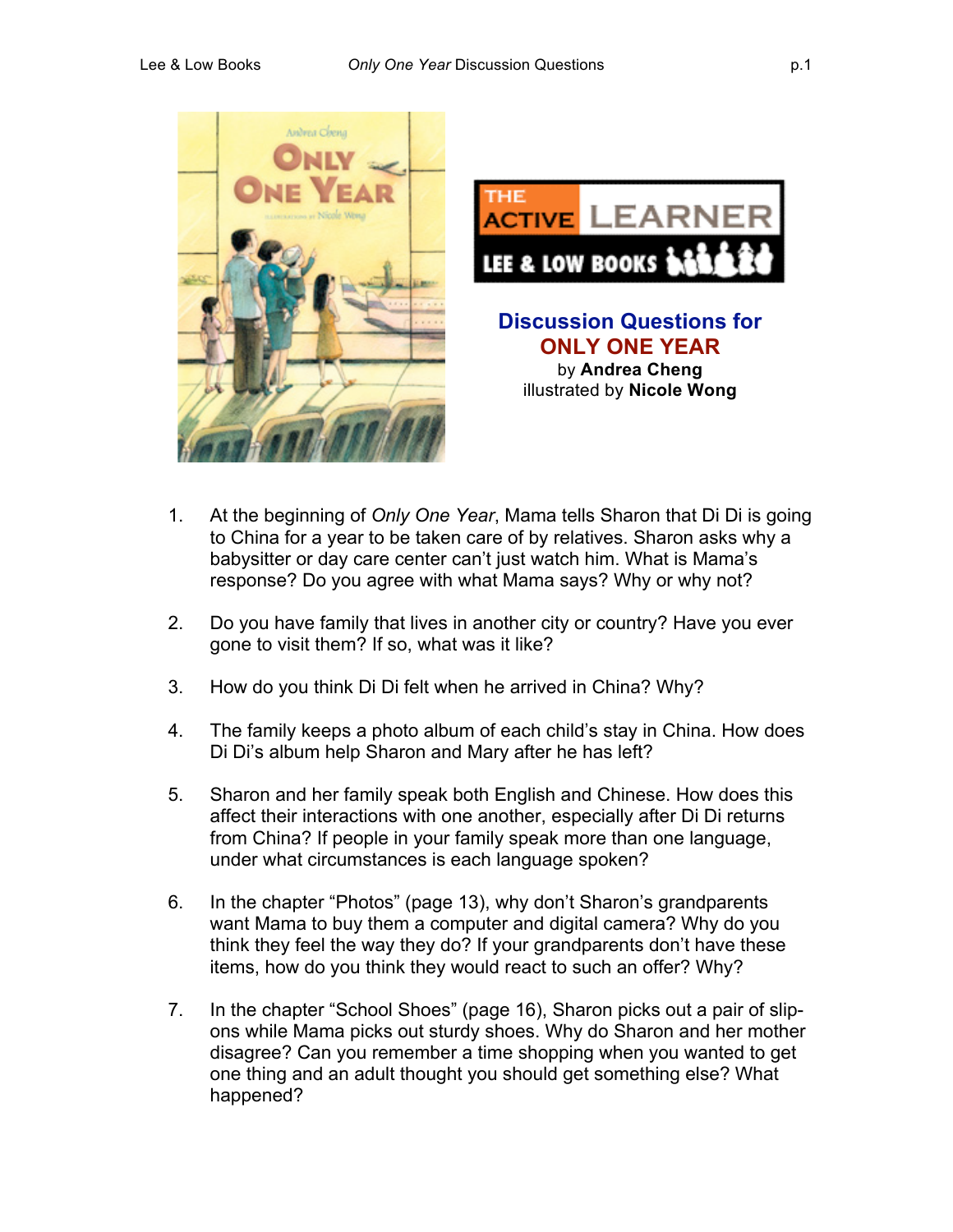# Discussion Questions for ONLY ONE YEAR

by **Andrea Cheng**
illustrated by **Nicole Wong**

1. At the beginning of *Only One Year*, Mama tells Sharon that Di Di is going to China for a year to be taken care of by relatives. Sharon asks why a babysitter or day care center can't just watch him. What is Mama's response? Do you agree with what Mama says? Why or why not?

2. Do you have family that lives in another city or country? Have you ever gone to visit them? If so, what was it like?

3. How do you think Di Di felt when he arrived in China? Why?

4. The family keeps a photo album of each child's stay in China. How does Di Di's album help Sharon and Mary after he has left?

5. Sharon and her family speak both English and Chinese. How does this affect their interactions with one another, especially after Di Di returns from China? If people in your family speak more than one language, under what circumstances is each language spoken?

6. In the chapter "Photos" (page 13), why don't Sharon's grandparents want Mama to buy them a computer and digital camera? Why do you think they feel the way they do? If your grandparents don't have these items, how do you think they would react to such an offer? Why?

7. In the chapter "School Shoes" (page 16), Sharon picks out a pair of slip-ons while Mama picks out sturdy shoes. Why do Sharon and her mother disagree? Can you remember a time shopping when you wanted to get one thing and an adult thought you should get something else? What happened?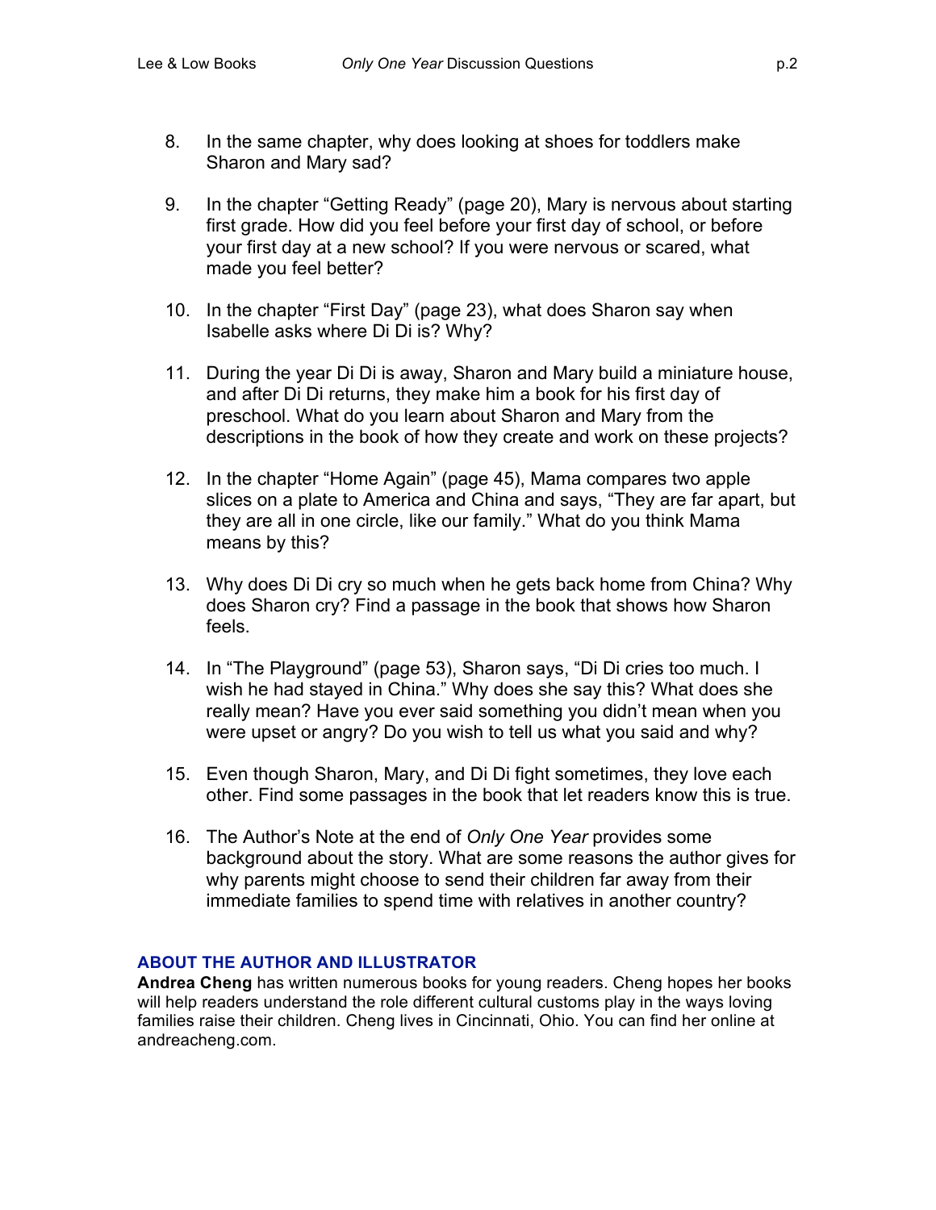8. In the same chapter, why does looking at shoes for toddlers make Sharon and Mary sad?

9. In the chapter "Getting Ready" (page 20), Mary is nervous about starting first grade. How did you feel before your first day of school, or before your first day at a new school? If you were nervous or scared, what made you feel better?

10. In the chapter "First Day" (page 23), what does Sharon say when Isabelle asks where Di Di is? Why?

11. During the year Di Di is away, Sharon and Mary build a miniature house, and after Di Di returns, they make him a book for his first day of preschool. What do you learn about Sharon and Mary from the descriptions in the book of how they create and work on these projects?

12. In the chapter "Home Again" (page 45), Mama compares two apple slices on a plate to America and China and says, "They are far apart, but they are all in one circle, like our family." What do you think Mama means by this?

13. Why does Di Di cry so much when he gets back home from China? Why does Sharon cry? Find a passage in the book that shows how Sharon feels.

14. In "The Playground" (page 53), Sharon says, "Di Di cries too much. I wish he had stayed in China." Why does she say this? What does she really mean? Have you ever said something you didn't mean when you were upset or angry? Do you wish to tell us what you said and why?

15. Even though Sharon, Mary, and Di Di fight sometimes, they love each other. Find some passages in the book that let readers know this is true.

16. The Author's Note at the end of *Only One Year* provides some background about the story. What are some reasons the author gives for why parents might choose to send their children far away from their immediate families to spend time with relatives in another country?

## ABOUT THE AUTHOR AND ILLUSTRATOR

**Andrea Cheng** has written numerous books for young readers. Cheng hopes her books will help readers understand the role different cultural customs play in the ways loving families raise their children. Cheng lives in Cincinnati, Ohio. You can find her online at andreacheng.com.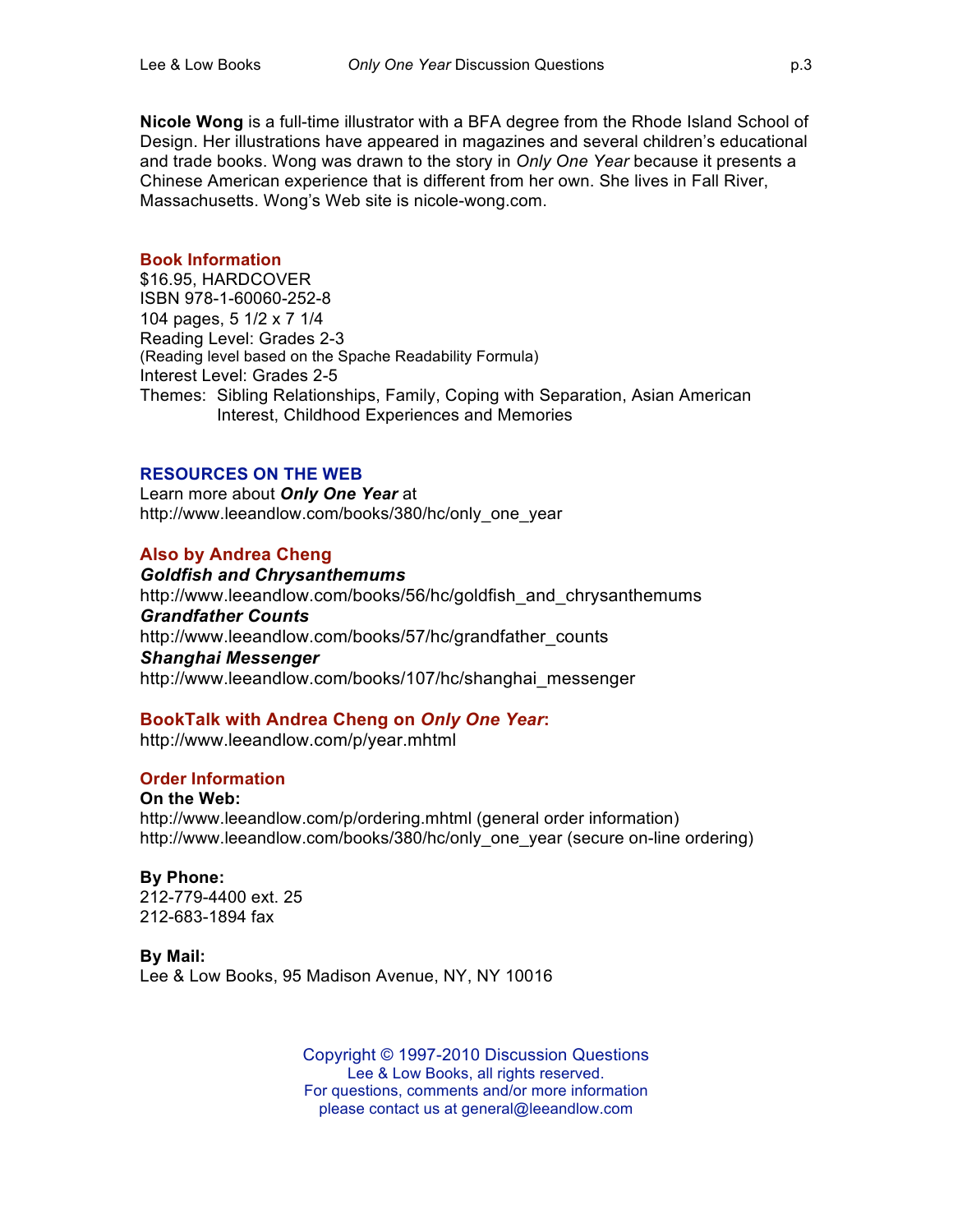**Nicole Wong** is a full-time illustrator with a BFA degree from the Rhode Island School of Design. Her illustrations have appeared in magazines and several children's educational and trade books. Wong was drawn to the story in *Only One Year* because it presents a Chinese American experience that is different from her own. She lives in Fall River, Massachusetts. Wong's Web site is nicole-wong.com.

## Book Information

$16.95, HARDCOVER
ISBN 978-1-60060-252-8
104 pages, 5 1/2 x 7 1/4
Reading Level: Grades 2-3
(Reading level based on the Spache Readability Formula)
Interest Level: Grades 2-5
Themes: Sibling Relationships, Family, Coping with Separation, Asian American Interest, Childhood Experiences and Memories

## RESOURCES ON THE WEB

Learn more about ***Only One Year*** at
http://www.leeandlow.com/books/380/hc/only_one_year

## Also by Andrea Cheng

***Goldfish and Chrysanthemums***
http://www.leeandlow.com/books/56/hc/goldfish_and_chrysanthemums
***Grandfather Counts***
http://www.leeandlow.com/books/57/hc/grandfather_counts
***Shanghai Messenger***
http://www.leeandlow.com/books/107/hc/shanghai_messenger

## BookTalk with Andrea Cheng on *Only One Year*:

http://www.leeandlow.com/p/year.mhtml

## Order Information

**On the Web:**
http://www.leeandlow.com/p/ordering.mhtml (general order information)
http://www.leeandlow.com/books/380/hc/only_one_year (secure on-line ordering)

**By Phone:**
212-779-4400 ext. 25
212-683-1894 fax

**By Mail:**
Lee & Low Books, 95 Madison Avenue, NY, NY 10016

Copyright © 1997-2010 Discussion Questions
Lee & Low Books, all rights reserved.
For questions, comments and/or more information
please contact us at general@leeandlow.com